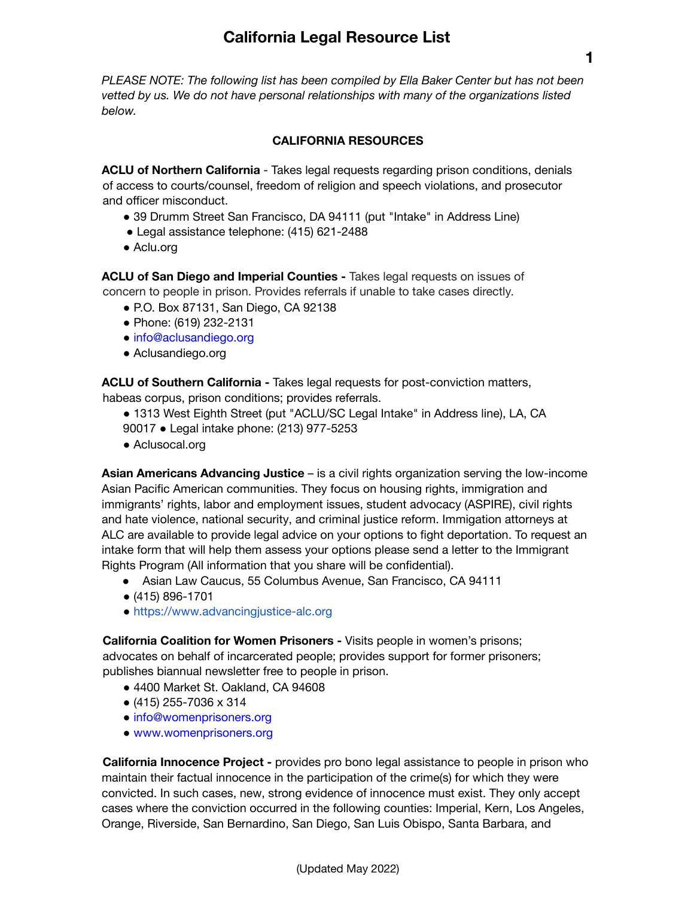# California Legal Resource List

*PLEASE NOTE: The following list has been compiled by Ella Baker Center but has not been vetted by us. We do not have personal relationships with many of the organizations listed below.*

## CALIFORNIA RESOURCES

**ACLU of Northern California** - Takes legal requests regarding prison conditions, denials of access to courts/counsel, freedom of religion and speech violations, and prosecutor and officer misconduct.

- 39 Drumm Street San Francisco, DA 94111 (put "Intake" in Address Line)
- Legal assistance telephone: (415) 621-2488
- Aclu.org

**ACLU of San Diego and Imperial Counties -** Takes legal requests on issues of concern to people in prison. Provides referrals if unable to take cases directly.

- P.O. Box 87131, San Diego, CA 92138
- Phone: (619) 232-2131
- info@aclusandiego.org
- Aclusandiego.org

**ACLU of Southern California -** Takes legal requests for post-conviction matters, habeas corpus, prison conditions; provides referrals.

- 1313 West Eighth Street (put "ACLU/SC Legal Intake" in Address line), LA, CA 90017 ● Legal intake phone: (213) 977-5253
- Aclusocal.org

**Asian Americans Advancing Justice** – is a civil rights organization serving the low-income Asian Pacific American communities. They focus on housing rights, immigration and immigrants' rights, labor and employment issues, student advocacy (ASPIRE), civil rights and hate violence, national security, and criminal justice reform. Immigation attorneys at ALC are available to provide legal advice on your options to fight deportation. To request an intake form that will help them assess your options please send a letter to the Immigrant Rights Program (All information that you share will be confidential).

- Asian Law Caucus, 55 Columbus Avenue, San Francisco, CA 94111
- (415) 896-1701
- https://www.advancingjustice-alc.org

**California Coalition for Women Prisoners -** Visits people in women's prisons; advocates on behalf of incarcerated people; provides support for former prisoners; publishes biannual newsletter free to people in prison.

- 4400 Market St. Oakland, CA 94608
- (415) 255-7036 x 314
- info@womenprisoners.org
- www.womenprisoners.org

**California Innocence Project -** provides pro bono legal assistance to people in prison who maintain their factual innocence in the participation of the crime(s) for which they were convicted. In such cases, new, strong evidence of innocence must exist. They only accept cases where the conviction occurred in the following counties: Imperial, Kern, Los Angeles, Orange, Riverside, San Bernardino, San Diego, San Luis Obispo, Santa Barbara, and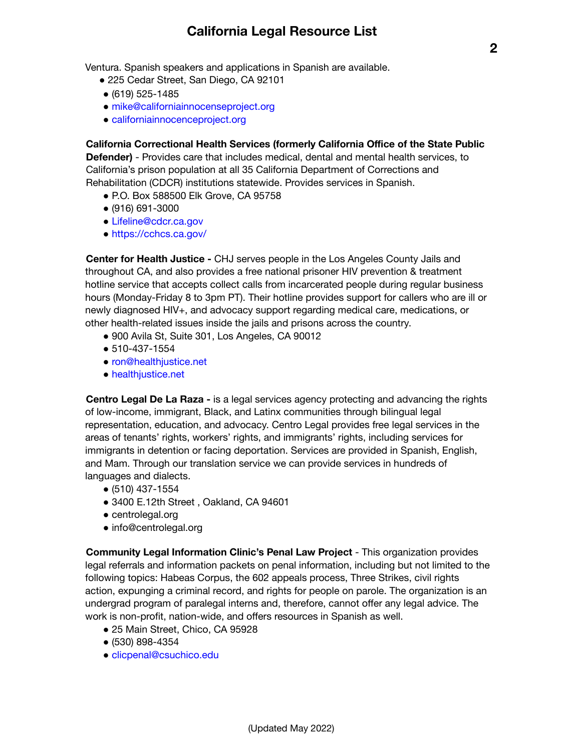Ventura. Spanish speakers and applications in Spanish are available.

- 225 Cedar Street, San Diego, CA 92101
- (619) 525-1485
- mike@californiainnocenseproject.org
- californiainnocenceproject.org

**California Correctional Health Services (formerly California Office of the State Public Defender)** - Provides care that includes medical, dental and mental health services, to California's prison population at all 35 California Department of Corrections and Rehabilitation (CDCR) institutions statewide. Provides services in Spanish.

- P.O. Box 588500 Elk Grove, CA 95758
- (916) 691-3000
- Lifeline@cdcr.ca.gov
- https://cchcs.ca.gov/

**Center for Health Justice -** CHJ serves people in the Los Angeles County Jails and throughout CA, and also provides a free national prisoner HIV prevention & treatment hotline service that accepts collect calls from incarcerated people during regular business hours (Monday-Friday 8 to 3pm PT). Their hotline provides support for callers who are ill or newly diagnosed HIV+, and advocacy support regarding medical care, medications, or other health-related issues inside the jails and prisons across the country.

- 900 Avila St, Suite 301, Los Angeles, CA 90012
- 510-437-1554
- ron@healthjustice.net
- healthjustice.net

**Centro Legal De La Raza -** is a legal services agency protecting and advancing the rights of low-income, immigrant, Black, and Latinx communities through bilingual legal representation, education, and advocacy. Centro Legal provides free legal services in the areas of tenants' rights, workers' rights, and immigrants' rights, including services for immigrants in detention or facing deportation. Services are provided in Spanish, English, and Mam. Through our translation service we can provide services in hundreds of languages and dialects.

- (510) 437-1554
- 3400 E.12th Street , Oakland, CA 94601
- centrolegal.org
- info@centrolegal.org

**Community Legal Information Clinic's Penal Law Project** - This organization provides legal referrals and information packets on penal information, including but not limited to the following topics: Habeas Corpus, the 602 appeals process, Three Strikes, civil rights action, expunging a criminal record, and rights for people on parole. The organization is an undergrad program of paralegal interns and, therefore, cannot offer any legal advice. The work is non-profit, nation-wide, and offers resources in Spanish as well.

- 25 Main Street, Chico, CA 95928
- (530) 898-4354
- clicpenal@csuchico.edu

(Updated May 2022)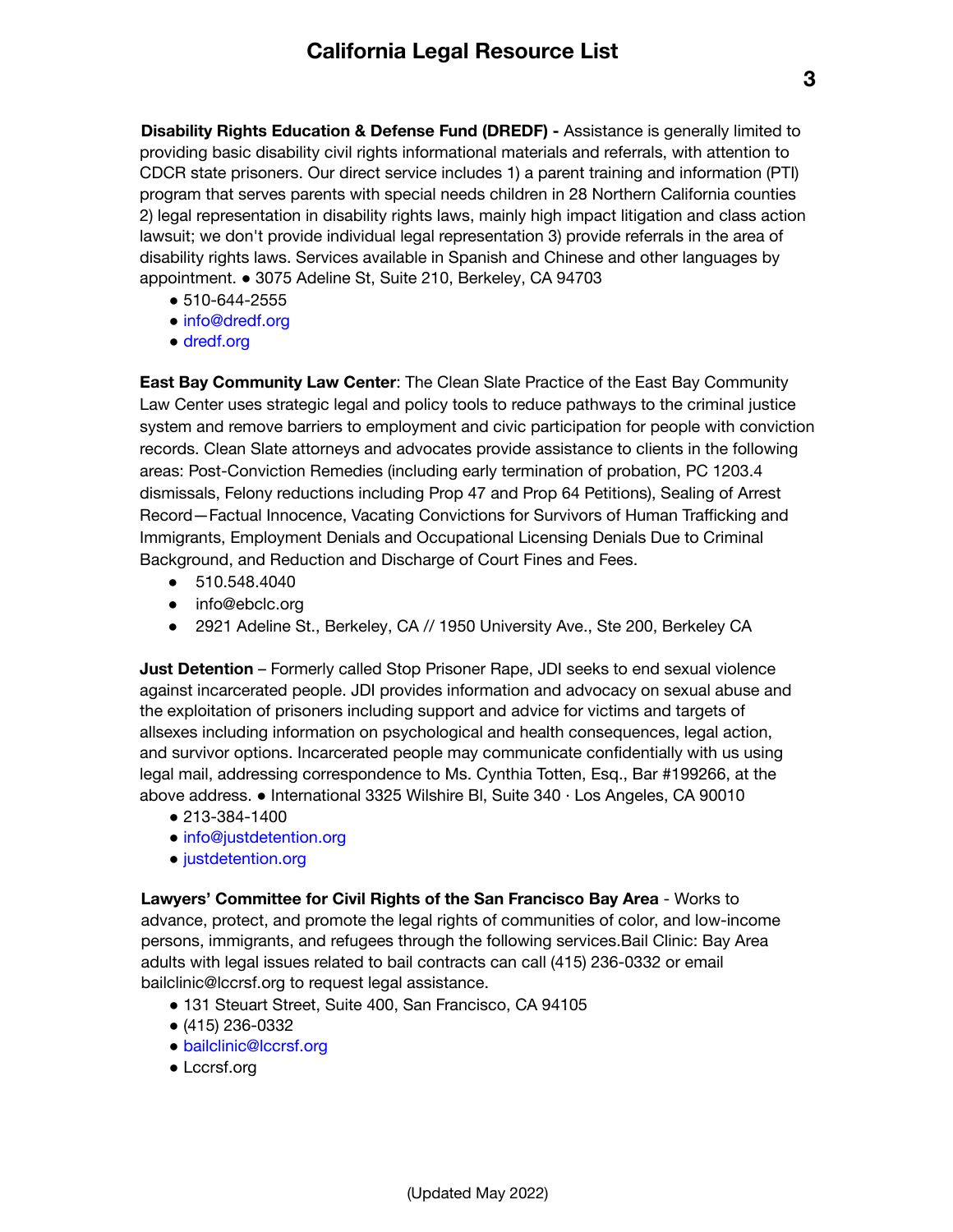**Disability Rights Education & Defense Fund (DREDF) -** Assistance is generally limited to providing basic disability civil rights informational materials and referrals, with attention to CDCR state prisoners. Our direct service includes 1) a parent training and information (PTI) program that serves parents with special needs children in 28 Northern California counties 2) legal representation in disability rights laws, mainly high impact litigation and class action lawsuit; we don't provide individual legal representation 3) provide referrals in the area of disability rights laws. Services available in Spanish and Chinese and other languages by appointment. ● 3075 Adeline St, Suite 210, Berkeley, CA 94703

- 510-644-2555
- info@dredf.org
- dredf.org

**East Bay Community Law Center**: The Clean Slate Practice of the East Bay Community Law Center uses strategic legal and policy tools to reduce pathways to the criminal justice system and remove barriers to employment and civic participation for people with conviction records. Clean Slate attorneys and advocates provide assistance to clients in the following areas: Post-Conviction Remedies (including early termination of probation, PC 1203.4 dismissals, Felony reductions including Prop 47 and Prop 64 Petitions), Sealing of Arrest Record—Factual Innocence, Vacating Convictions for Survivors of Human Trafficking and Immigrants, Employment Denials and Occupational Licensing Denials Due to Criminal Background, and Reduction and Discharge of Court Fines and Fees.

- 510.548.4040
- info@ebclc.org
- 2921 Adeline St., Berkeley, CA // 1950 University Ave., Ste 200, Berkeley CA

**Just Detention** – Formerly called Stop Prisoner Rape, JDI seeks to end sexual violence against incarcerated people. JDI provides information and advocacy on sexual abuse and the exploitation of prisoners including support and advice for victims and targets of allsexes including information on psychological and health consequences, legal action, and survivor options. Incarcerated people may communicate confidentially with us using legal mail, addressing correspondence to Ms. Cynthia Totten, Esq., Bar #199266, at the above address. ● International 3325 Wilshire Bl, Suite 340 · Los Angeles, CA 90010

- 213-384-1400
- info@justdetention.org
- justdetention.org

**Lawyers' Committee for Civil Rights of the San Francisco Bay Area** - Works to advance, protect, and promote the legal rights of communities of color, and low-income persons, immigrants, and refugees through the following services.Bail Clinic: Bay Area adults with legal issues related to bail contracts can call (415) 236-0332 or email bailclinic@lccrsf.org to request legal assistance.

- 131 Steuart Street, Suite 400, San Francisco, CA 94105
- (415) 236-0332
- bailclinic@lccrsf.org
- Lccrsf.org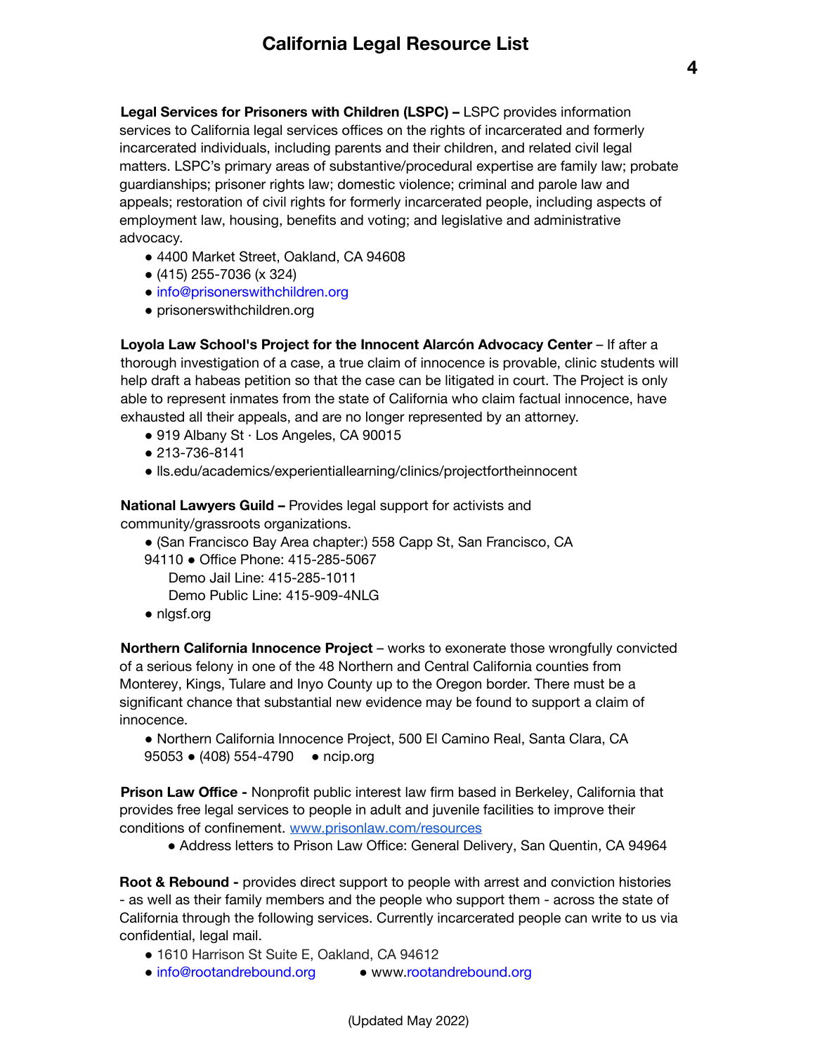**Legal Services for Prisoners with Children (LSPC) –** LSPC provides information services to California legal services offices on the rights of incarcerated and formerly incarcerated individuals, including parents and their children, and related civil legal matters. LSPC's primary areas of substantive/procedural expertise are family law; probate guardianships; prisoner rights law; domestic violence; criminal and parole law and appeals; restoration of civil rights for formerly incarcerated people, including aspects of employment law, housing, benefits and voting; and legislative and administrative advocacy.

- 4400 Market Street, Oakland, CA 94608
- (415) 255-7036 (x 324)
- info@prisonerswithchildren.org
- prisonerswithchildren.org

**Loyola Law School's Project for the Innocent Alarcón Advocacy Center** – If after a thorough investigation of a case, a true claim of innocence is provable, clinic students will help draft a habeas petition so that the case can be litigated in court. The Project is only able to represent inmates from the state of California who claim factual innocence, have exhausted all their appeals, and are no longer represented by an attorney.

- 919 Albany St · Los Angeles, CA 90015
- 213-736-8141
- lls.edu/academics/experientiallearning/clinics/projectfortheinnocent

**National Lawyers Guild –** Provides legal support for activists and community/grassroots organizations.

- (San Francisco Bay Area chapter:) 558 Capp St, San Francisco, CA 94110 ● Office Phone: 415-285-5067
  Demo Jail Line: 415-285-1011
  Demo Public Line: 415-909-4NLG
- nlgsf.org

**Northern California Innocence Project** – works to exonerate those wrongfully convicted of a serious felony in one of the 48 Northern and Central California counties from Monterey, Kings, Tulare and Inyo County up to the Oregon border. There must be a significant chance that substantial new evidence may be found to support a claim of innocence.

- Northern California Innocence Project, 500 El Camino Real, Santa Clara, CA 95053 ● (408) 554-4790 ● ncip.org

**Prison Law Office -** Nonprofit public interest law firm based in Berkeley, California that provides free legal services to people in adult and juvenile facilities to improve their conditions of confinement. www.prisonlaw.com/resources

- Address letters to Prison Law Office: General Delivery, San Quentin, CA 94964

**Root & Rebound -** provides direct support to people with arrest and conviction histories - as well as their family members and the people who support them - across the state of California through the following services. Currently incarcerated people can write to us via confidential, legal mail.

- 1610 Harrison St Suite E, Oakland, CA 94612
- info@rootandrebound.org ● www.rootandrebound.org

(Updated May 2022)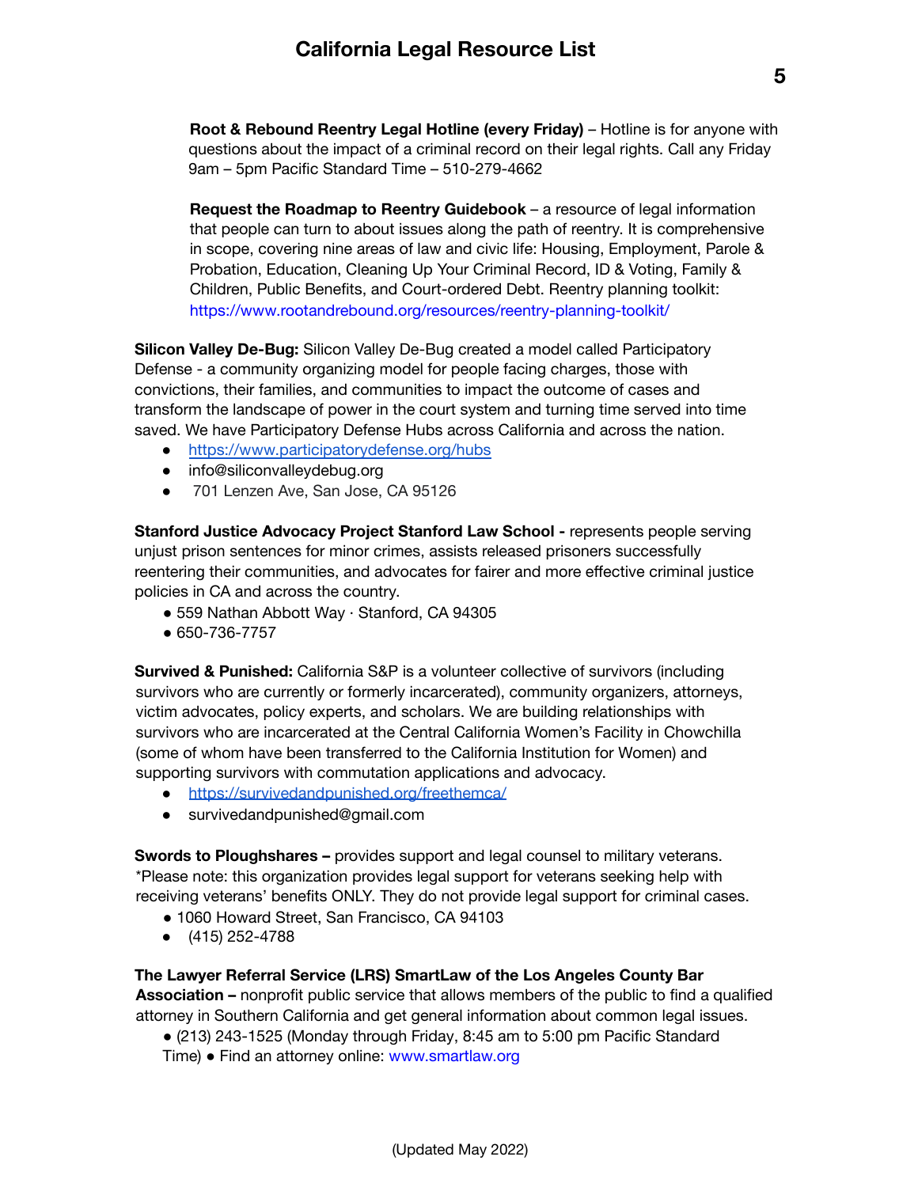**Root & Rebound Reentry Legal Hotline (every Friday)** – Hotline is for anyone with questions about the impact of a criminal record on their legal rights. Call any Friday 9am – 5pm Pacific Standard Time – 510-279-4662

**Request the Roadmap to Reentry Guidebook** – a resource of legal information that people can turn to about issues along the path of reentry. It is comprehensive in scope, covering nine areas of law and civic life: Housing, Employment, Parole & Probation, Education, Cleaning Up Your Criminal Record, ID & Voting, Family & Children, Public Benefits, and Court-ordered Debt. Reentry planning toolkit: https://www.rootandrebound.org/resources/reentry-planning-toolkit/

**Silicon Valley De-Bug:** Silicon Valley De-Bug created a model called Participatory Defense - a community organizing model for people facing charges, those with convictions, their families, and communities to impact the outcome of cases and transform the landscape of power in the court system and turning time served into time saved. We have Participatory Defense Hubs across California and across the nation.

- https://www.participatorydefense.org/hubs
- info@siliconvalleydebug.org
- 701 Lenzen Ave, San Jose, CA 95126

**Stanford Justice Advocacy Project Stanford Law School -** represents people serving unjust prison sentences for minor crimes, assists released prisoners successfully reentering their communities, and advocates for fairer and more effective criminal justice policies in CA and across the country.

- 559 Nathan Abbott Way · Stanford, CA 94305
- 650-736-7757

**Survived & Punished:** California S&P is a volunteer collective of survivors (including survivors who are currently or formerly incarcerated), community organizers, attorneys, victim advocates, policy experts, and scholars. We are building relationships with survivors who are incarcerated at the Central California Women's Facility in Chowchilla (some of whom have been transferred to the California Institution for Women) and supporting survivors with commutation applications and advocacy.

- https://survivedandpunished.org/freethemca/
- survivedandpunished@gmail.com

**Swords to Ploughshares –** provides support and legal counsel to military veterans. *Please note: this organization provides legal support for veterans seeking help with receiving veterans' benefits ONLY. They do not provide legal support for criminal cases.

- 1060 Howard Street, San Francisco, CA 94103
- (415) 252-4788

**The Lawyer Referral Service (LRS) SmartLaw of the Los Angeles County Bar Association –** nonprofit public service that allows members of the public to find a qualified attorney in Southern California and get general information about common legal issues.

- (213) 243-1525 (Monday through Friday, 8:45 am to 5:00 pm Pacific Standard Time) ● Find an attorney online: www.smartlaw.org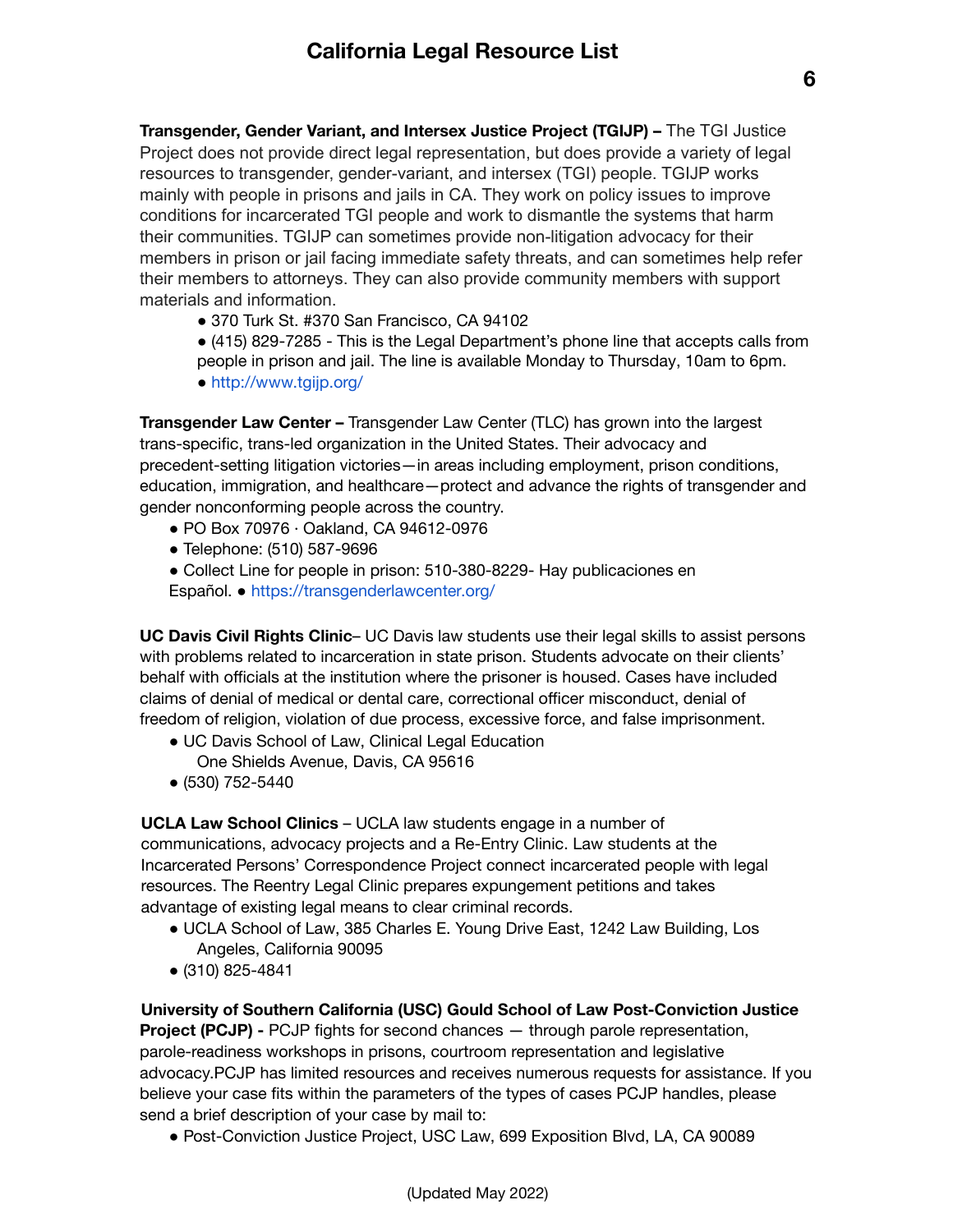**Transgender, Gender Variant, and Intersex Justice Project (TGIJP) –** The TGI Justice Project does not provide direct legal representation, but does provide a variety of legal resources to transgender, gender-variant, and intersex (TGI) people. TGIJP works mainly with people in prisons and jails in CA. They work on policy issues to improve conditions for incarcerated TGI people and work to dismantle the systems that harm their communities. TGIJP can sometimes provide non-litigation advocacy for their members in prison or jail facing immediate safety threats, and can sometimes help refer their members to attorneys. They can also provide community members with support materials and information.

- 370 Turk St. #370 San Francisco, CA 94102
- (415) 829-7285 - This is the Legal Department's phone line that accepts calls from people in prison and jail. The line is available Monday to Thursday, 10am to 6pm.
- http://www.tgijp.org/

**Transgender Law Center –** Transgender Law Center (TLC) has grown into the largest trans-specific, trans-led organization in the United States. Their advocacy and precedent-setting litigation victories—in areas including employment, prison conditions, education, immigration, and healthcare—protect and advance the rights of transgender and gender nonconforming people across the country.

- PO Box 70976 · Oakland, CA 94612-0976
- Telephone: (510) 587-9696
- Collect Line for people in prison: 510-380-8229- Hay publicaciones en Español.
- https://transgenderlawcenter.org/

**UC Davis Civil Rights Clinic**– UC Davis law students use their legal skills to assist persons with problems related to incarceration in state prison. Students advocate on their clients' behalf with officials at the institution where the prisoner is housed. Cases have included claims of denial of medical or dental care, correctional officer misconduct, denial of freedom of religion, violation of due process, excessive force, and false imprisonment.

- UC Davis School of Law, Clinical Legal Education
  One Shields Avenue, Davis, CA 95616
- (530) 752-5440

**UCLA Law School Clinics** – UCLA law students engage in a number of communications, advocacy projects and a Re-Entry Clinic. Law students at the Incarcerated Persons' Correspondence Project connect incarcerated people with legal resources. The Reentry Legal Clinic prepares expungement petitions and takes advantage of existing legal means to clear criminal records.

- UCLA School of Law, 385 Charles E. Young Drive East, 1242 Law Building, Los Angeles, California 90095
- (310) 825-4841

**University of Southern California (USC) Gould School of Law Post-Conviction Justice Project (PCJP) -** PCJP fights for second chances — through parole representation, parole-readiness workshops in prisons, courtroom representation and legislative advocacy.PCJP has limited resources and receives numerous requests for assistance. If you believe your case fits within the parameters of the types of cases PCJP handles, please send a brief description of your case by mail to:

- Post-Conviction Justice Project, USC Law, 699 Exposition Blvd, LA, CA 90089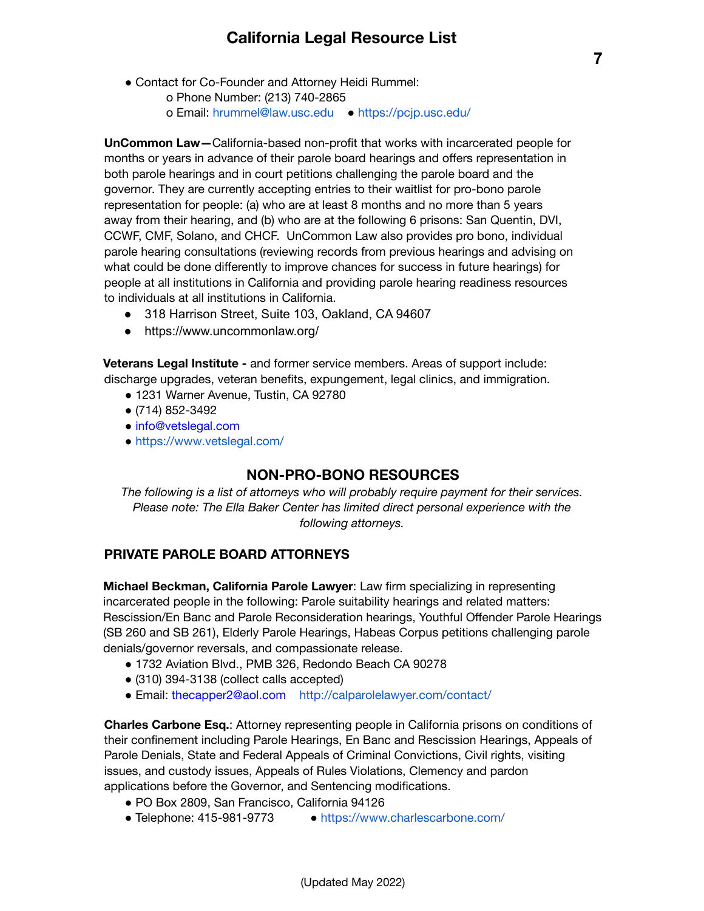- Contact for Co-Founder and Attorney Heidi Rummel:
  - o Phone Number: (213) 740-2865
  - o Email: hrummel@law.usc.edu
- https://pcjp.usc.edu/

**UnCommon Law—**California-based non-profit that works with incarcerated people for months or years in advance of their parole board hearings and offers representation in both parole hearings and in court petitions challenging the parole board and the governor. They are currently accepting entries to their waitlist for pro-bono parole representation for people: (a) who are at least 8 months and no more than 5 years away from their hearing, and (b) who are at the following 6 prisons: San Quentin, DVI, CCWF, CMF, Solano, and CHCF. UnCommon Law also provides pro bono, individual parole hearing consultations (reviewing records from previous hearings and advising on what could be done differently to improve chances for success in future hearings) for people at all institutions in California and providing parole hearing readiness resources to individuals at all institutions in California.

- 318 Harrison Street, Suite 103, Oakland, CA 94607
- https://www.uncommonlaw.org/

**Veterans Legal Institute -** and former service members. Areas of support include: discharge upgrades, veteran benefits, expungement, legal clinics, and immigration.

- 1231 Warner Avenue, Tustin, CA 92780
- (714) 852-3492
- info@vetslegal.com
- https://www.vetslegal.com/

## NON-PRO-BONO RESOURCES

*The following is a list of attorneys who will probably require payment for their services. Please note: The Ella Baker Center has limited direct personal experience with the following attorneys.*

### PRIVATE PAROLE BOARD ATTORNEYS

**Michael Beckman, California Parole Lawyer**: Law firm specializing in representing incarcerated people in the following: Parole suitability hearings and related matters: Rescission/En Banc and Parole Reconsideration hearings, Youthful Offender Parole Hearings (SB 260 and SB 261), Elderly Parole Hearings, Habeas Corpus petitions challenging parole denials/governor reversals, and compassionate release.

- 1732 Aviation Blvd., PMB 326, Redondo Beach CA 90278
- (310) 394-3138 (collect calls accepted)
- Email: thecapper2@aol.com http://calparolelawyer.com/contact/

**Charles Carbone Esq.**: Attorney representing people in California prisons on conditions of their confinement including Parole Hearings, En Banc and Rescission Hearings, Appeals of Parole Denials, State and Federal Appeals of Criminal Convictions, Civil rights, visiting issues, and custody issues, Appeals of Rules Violations, Clemency and pardon applications before the Governor, and Sentencing modifications.

- PO Box 2809, San Francisco, California 94126
- Telephone: 415-981-9773
- https://www.charlescarbone.com/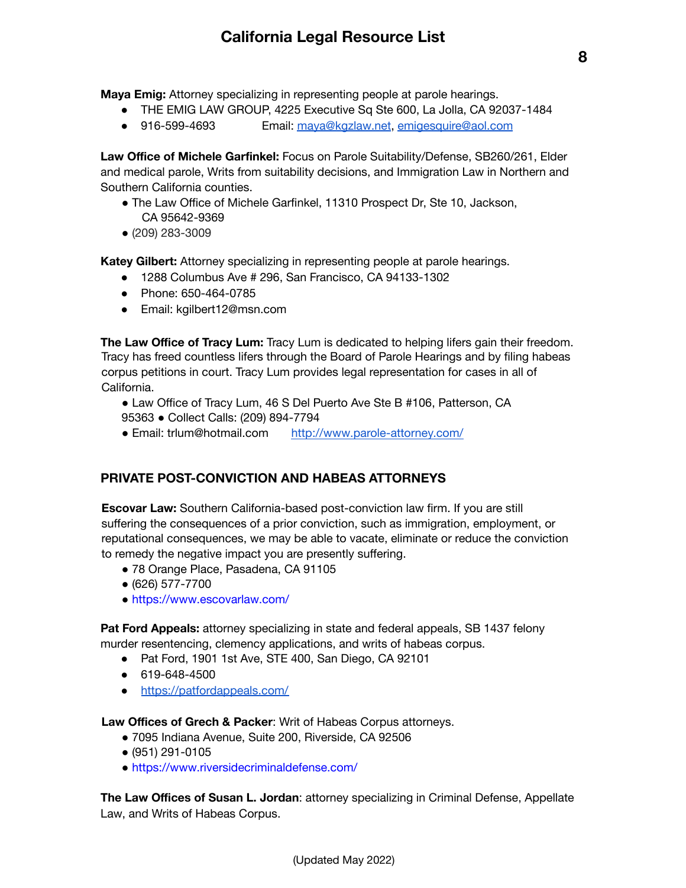**Maya Emig:** Attorney specializing in representing people at parole hearings.

- THE EMIG LAW GROUP, 4225 Executive Sq Ste 600, La Jolla, CA 92037-1484
- 916-599-4693 Email: [maya@kgzlaw.net](mailto:maya@kgzlaw.net), [emigesquire@aol.com](mailto:emigesquire@aol.com)

**Law Office of Michele Garfinkel:** Focus on Parole Suitability/Defense, SB260/261, Elder and medical parole, Writs from suitability decisions, and Immigration Law in Northern and Southern California counties.

- The Law Office of Michele Garfinkel, 11310 Prospect Dr, Ste 10, Jackson, CA 95642-9369
- (209) 283-3009

**Katey Gilbert:** Attorney specializing in representing people at parole hearings.

- 1288 Columbus Ave # 296, San Francisco, CA 94133-1302
- Phone: 650-464-0785
- Email: kgilbert12@msn.com

**The Law Office of Tracy Lum:** Tracy Lum is dedicated to helping lifers gain their freedom. Tracy has freed countless lifers through the Board of Parole Hearings and by filing habeas corpus petitions in court. Tracy Lum provides legal representation for cases in all of California.

- Law Office of Tracy Lum, 46 S Del Puerto Ave Ste B #106, Patterson, CA 95363 ● Collect Calls: (209) 894-7794
- Email: trlum@hotmail.com [http://www.parole-attorney.com/](http://www.parole-attorney.com/)

## PRIVATE POST-CONVICTION AND HABEAS ATTORNEYS

**Escovar Law:** Southern California-based post-conviction law firm. If you are still suffering the consequences of a prior conviction, such as immigration, employment, or reputational consequences, we may be able to vacate, eliminate or reduce the conviction to remedy the negative impact you are presently suffering.

- 78 Orange Place, Pasadena, CA 91105
- (626) 577-7700
- [https://www.escovarlaw.com/](https://www.escovarlaw.com/)

**Pat Ford Appeals:** attorney specializing in state and federal appeals, SB 1437 felony murder resentencing, clemency applications, and writs of habeas corpus.

- Pat Ford, 1901 1st Ave, STE 400, San Diego, CA 92101
- 619-648-4500
- [https://patfordappeals.com/](https://patfordappeals.com/)

**Law Offices of Grech & Packer**: Writ of Habeas Corpus attorneys.

- 7095 Indiana Avenue, Suite 200, Riverside, CA 92506
- (951) 291-0105
- [https://www.riversidecriminaldefense.com/](https://www.riversidecriminaldefense.com/)

**The Law Offices of Susan L. Jordan**: attorney specializing in Criminal Defense, Appellate Law, and Writs of Habeas Corpus.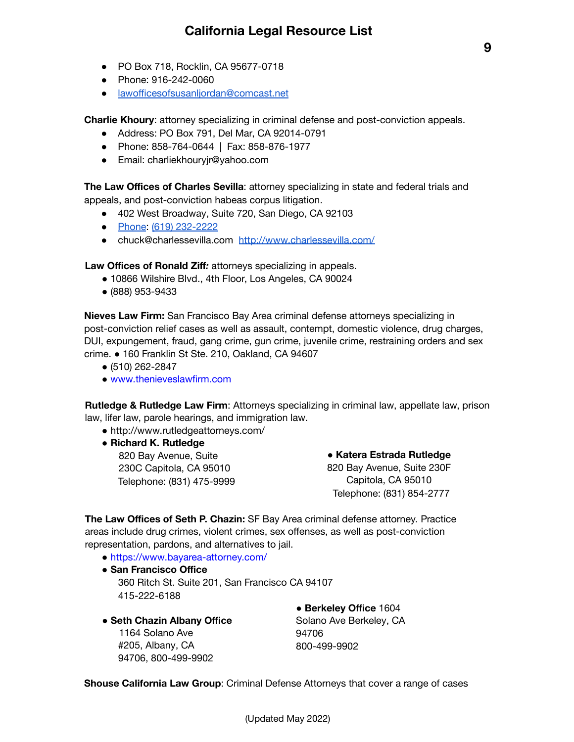- PO Box 718, Rocklin, CA 95677-0718
- Phone: 916-242-0060
- lawofficesofsusanljordan@comcast.net

**Charlie Khoury**: attorney specializing in criminal defense and post-conviction appeals.

- Address: PO Box 791, Del Mar, CA 92014-0791
- Phone: 858-764-0644 | Fax: 858-876-1977
- Email: charliekhouryjr@yahoo.com

**The Law Offices of Charles Sevilla**: attorney specializing in state and federal trials and appeals, and post-conviction habeas corpus litigation.

- 402 West Broadway, Suite 720, San Diego, CA 92103
- Phone: (619) 232-2222
- chuck@charlessevilla.com http://www.charlessevilla.com/

**Law Offices of Ronald Ziff*:*** attorneys specializing in appeals.

- 10866 Wilshire Blvd., 4th Floor, Los Angeles, CA 90024
- (888) 953-9433

**Nieves Law Firm:** San Francisco Bay Area criminal defense attorneys specializing in post-conviction relief cases as well as assault, contempt, domestic violence, drug charges, DUI, expungement, fraud, gang crime, gun crime, juvenile crime, restraining orders and sex crime. ● 160 Franklin St Ste. 210, Oakland, CA 94607

- (510) 262-2847
- www.thenieveslawfirm.com

**Rutledge & Rutledge Law Firm**: Attorneys specializing in criminal law, appellate law, prison law, lifer law, parole hearings, and immigration law.

- http://www.rutledgeattorneys.com/
- **Richard K. Rutledge**
  820 Bay Avenue, Suite 230C Capitola, CA 95010
  Telephone: (831) 475-9999
- **Katera Estrada Rutledge**
  820 Bay Avenue, Suite 230F
  Capitola, CA 95010
  Telephone: (831) 854-2777

**The Law Offices of Seth P. Chazin:** SF Bay Area criminal defense attorney. Practice areas include drug crimes, violent crimes, sex offenses, as well as post-conviction representation, pardons, and alternatives to jail.

- https://www.bayarea-attorney.com/
- **San Francisco Office**
  360 Ritch St. Suite 201, San Francisco CA 94107
  415-222-6188
- **Seth Chazin Albany Office**
  1164 Solano Ave #205, Albany, CA 94706, 800-499-9902
- **Berkeley Office** 1604 Solano Ave Berkeley, CA 94706
  800-499-9902

**Shouse California Law Group**: Criminal Defense Attorneys that cover a range of cases

(Updated May 2022)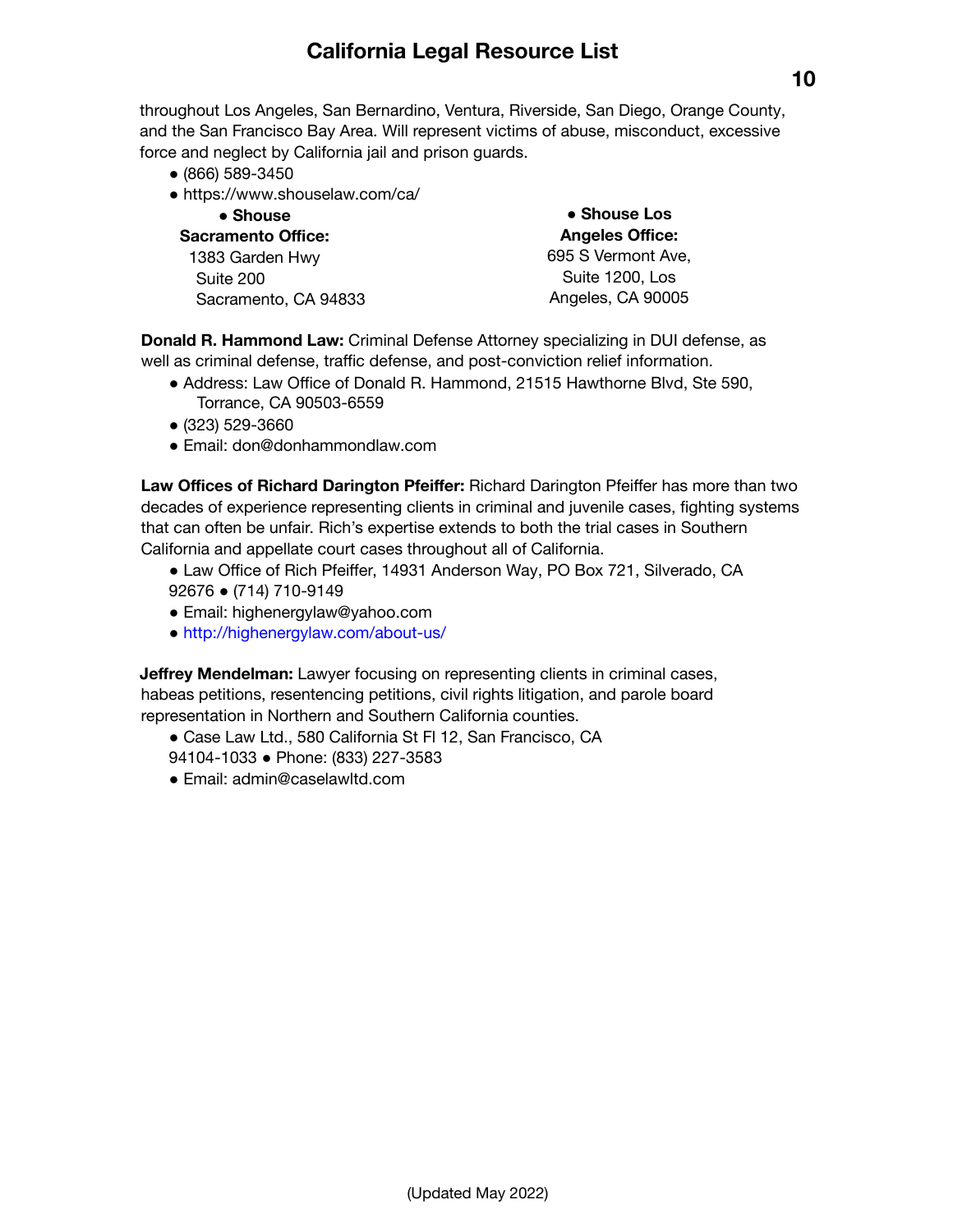throughout Los Angeles, San Bernardino, Ventura, Riverside, San Diego, Orange County, and the San Francisco Bay Area. Will represent victims of abuse, misconduct, excessive force and neglect by California jail and prison guards.

- (866) 589-3450
- https://www.shouselaw.com/ca/
- **Shouse Sacramento Office:** 1383 Garden Hwy Suite 200 Sacramento, CA 94833
- **Shouse Los Angeles Office:** 695 S Vermont Ave, Suite 1200, Los Angeles, CA 90005

**Donald R. Hammond Law:** Criminal Defense Attorney specializing in DUI defense, as well as criminal defense, traffic defense, and post-conviction relief information.

- Address: Law Office of Donald R. Hammond, 21515 Hawthorne Blvd, Ste 590, Torrance, CA 90503-6559
- (323) 529-3660
- Email: don@donhammondlaw.com

**Law Offices of Richard Darington Pfeiffer:** Richard Darington Pfeiffer has more than two decades of experience representing clients in criminal and juvenile cases, fighting systems that can often be unfair. Rich's expertise extends to both the trial cases in Southern California and appellate court cases throughout all of California.

- Law Office of Rich Pfeiffer, 14931 Anderson Way, PO Box 721, Silverado, CA 92676
- (714) 710-9149
- Email: highenergylaw@yahoo.com
- http://highenergylaw.com/about-us/

**Jeffrey Mendelman:** Lawyer focusing on representing clients in criminal cases, habeas petitions, resentencing petitions, civil rights litigation, and parole board representation in Northern and Southern California counties.

- Case Law Ltd., 580 California St Fl 12, San Francisco, CA 94104-1033
- Phone: (833) 227-3583
- Email: admin@caselawltd.com

(Updated May 2022)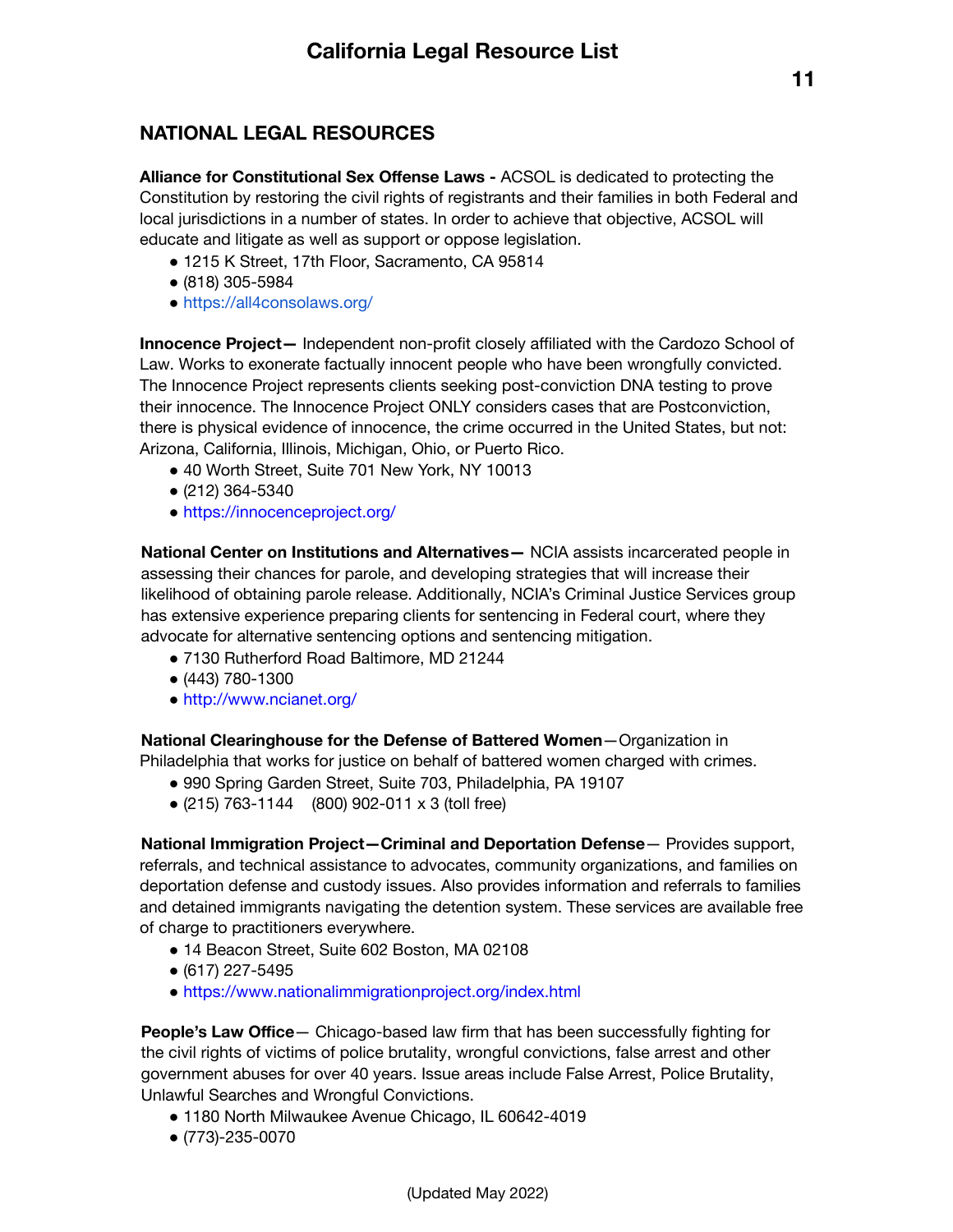## NATIONAL LEGAL RESOURCES

**Alliance for Constitutional Sex Offense Laws -** ACSOL is dedicated to protecting the Constitution by restoring the civil rights of registrants and their families in both Federal and local jurisdictions in a number of states. In order to achieve that objective, ACSOL will educate and litigate as well as support or oppose legislation.

- 1215 K Street, 17th Floor, Sacramento, CA 95814
- (818) 305-5984
- https://all4consolaws.org/

**Innocence Project—** Independent non-profit closely affiliated with the Cardozo School of Law. Works to exonerate factually innocent people who have been wrongfully convicted. The Innocence Project represents clients seeking post-conviction DNA testing to prove their innocence. The Innocence Project ONLY considers cases that are Postconviction, there is physical evidence of innocence, the crime occurred in the United States, but not: Arizona, California, Illinois, Michigan, Ohio, or Puerto Rico.

- 40 Worth Street, Suite 701 New York, NY 10013
- (212) 364-5340
- https://innocenceproject.org/

**National Center on Institutions and Alternatives—** NCIA assists incarcerated people in assessing their chances for parole, and developing strategies that will increase their likelihood of obtaining parole release. Additionally, NCIA's Criminal Justice Services group has extensive experience preparing clients for sentencing in Federal court, where they advocate for alternative sentencing options and sentencing mitigation.

- 7130 Rutherford Road Baltimore, MD 21244
- (443) 780-1300
- http://www.ncianet.org/

**National Clearinghouse for the Defense of Battered Women**—Organization in Philadelphia that works for justice on behalf of battered women charged with crimes.

- 990 Spring Garden Street, Suite 703, Philadelphia, PA 19107
- (215) 763-1144 (800) 902-011 x 3 (toll free)

**National Immigration Project—Criminal and Deportation Defense**— Provides support, referrals, and technical assistance to advocates, community organizations, and families on deportation defense and custody issues. Also provides information and referrals to families and detained immigrants navigating the detention system. These services are available free of charge to practitioners everywhere.

- 14 Beacon Street, Suite 602 Boston, MA 02108
- (617) 227-5495
- https://www.nationalimmigrationproject.org/index.html

**People's Law Office**— Chicago-based law firm that has been successfully fighting for the civil rights of victims of police brutality, wrongful convictions, false arrest and other government abuses for over 40 years. Issue areas include False Arrest, Police Brutality, Unlawful Searches and Wrongful Convictions.

- 1180 North Milwaukee Avenue Chicago, IL 60642-4019
- (773)-235-0070

(Updated May 2022)